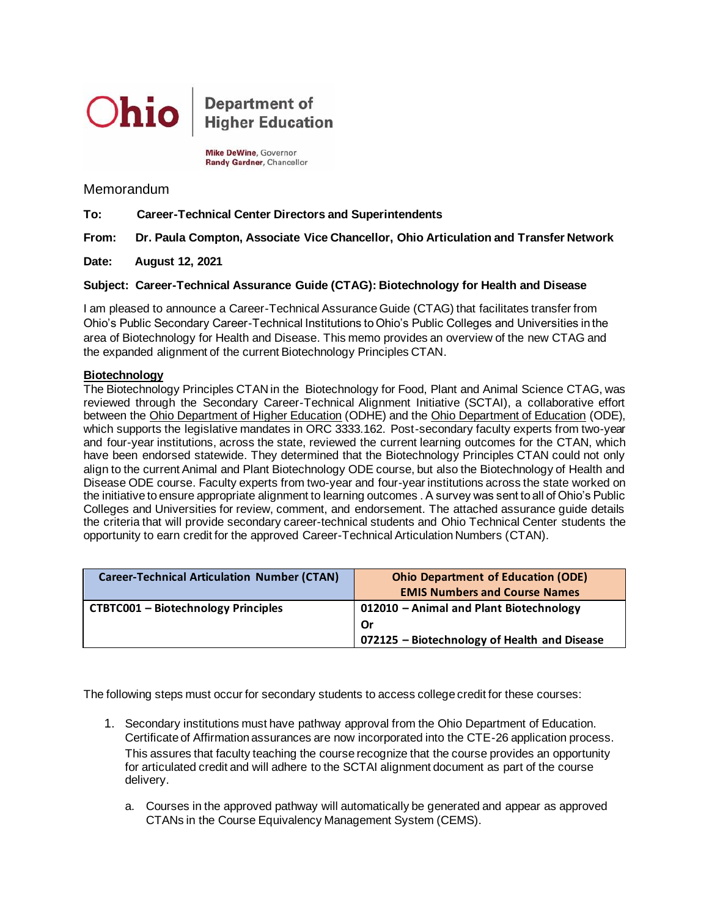**Ohio** | Department of Higher Education

**Mike DeWine**, Governor
**Randy Gardner**, Chancellor

Memorandum

**To:** **Career-Technical Center Directors and Superintendents**

**From:** **Dr. Paula Compton, Associate Vice Chancellor, Ohio Articulation and Transfer Network**

**Date:** **August 12, 2021**

**Subject: Career-Technical Assurance Guide (CTAG): Biotechnology for Health and Disease**

I am pleased to announce a Career-Technical Assurance Guide (CTAG) that facilitates transfer from Ohio's Public Secondary Career-Technical Institutions to Ohio's Public Colleges and Universities in the area of Biotechnology for Health and Disease. This memo provides an overview of the new CTAG and the expanded alignment of the current Biotechnology Principles CTAN.

**Biotechnology**

The Biotechnology Principles CTAN in the Biotechnology for Food, Plant and Animal Science CTAG, was reviewed through the Secondary Career-Technical Alignment Initiative (SCTAI), a collaborative effort between the Ohio Department of Higher Education (ODHE) and the Ohio Department of Education (ODE), which supports the legislative mandates in ORC 3333.162. Post-secondary faculty experts from two-year and four-year institutions, across the state, reviewed the current learning outcomes for the CTAN, which have been endorsed statewide. They determined that the Biotechnology Principles CTAN could not only align to the current Animal and Plant Biotechnology ODE course, but also the Biotechnology of Health and Disease ODE course. Faculty experts from two-year and four-year institutions across the state worked on the initiative to ensure appropriate alignment to learning outcomes . A survey was sent to all of Ohio's Public Colleges and Universities for review, comment, and endorsement. The attached assurance guide details the criteria that will provide secondary career-technical students and Ohio Technical Center students the opportunity to earn credit for the approved Career-Technical Articulation Numbers (CTAN).

| Career-Technical Articulation Number (CTAN) | Ohio Department of Education (ODE) EMIS Numbers and Course Names |
|---|---|
| CTBTC001 – Biotechnology Principles | 012010 – Animal and Plant Biotechnology<br>Or<br>072125 – Biotechnology of Health and Disease |

The following steps must occur for secondary students to access college credit for these courses:

1. Secondary institutions must have pathway approval from the Ohio Department of Education. Certificate of Affirmation assurances are now incorporated into the CTE-26 application process. This assures that faculty teaching the course recognize that the course provides an opportunity for articulated credit and will adhere to the SCTAI alignment document as part of the course delivery.
    a. Courses in the approved pathway will automatically be generated and appear as approved CTANs in the Course Equivalency Management System (CEMS).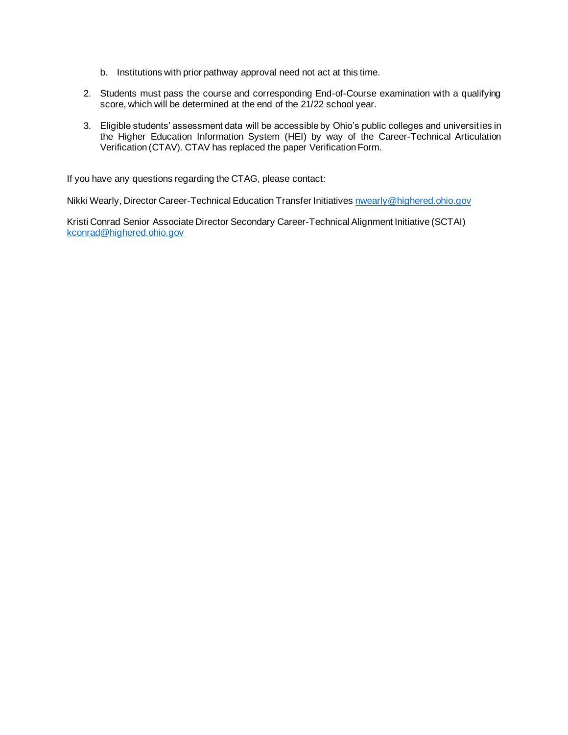b. Institutions with prior pathway approval need not act at this time.

2. Students must pass the course and corresponding End-of-Course examination with a qualifying score, which will be determined at the end of the 21/22 school year.

3. Eligible students' assessment data will be accessible by Ohio's public colleges and universities in the Higher Education Information System (HEI) by way of the Career-Technical Articulation Verification (CTAV). CTAV has replaced the paper Verification Form.

If you have any questions regarding the CTAG, please contact:

Nikki Wearly, Director Career-Technical Education Transfer Initiatives nwearly@highered.ohio.gov

Kristi Conrad Senior Associate Director Secondary Career-Technical Alignment Initiative (SCTAI) kconrad@highered.ohio.gov